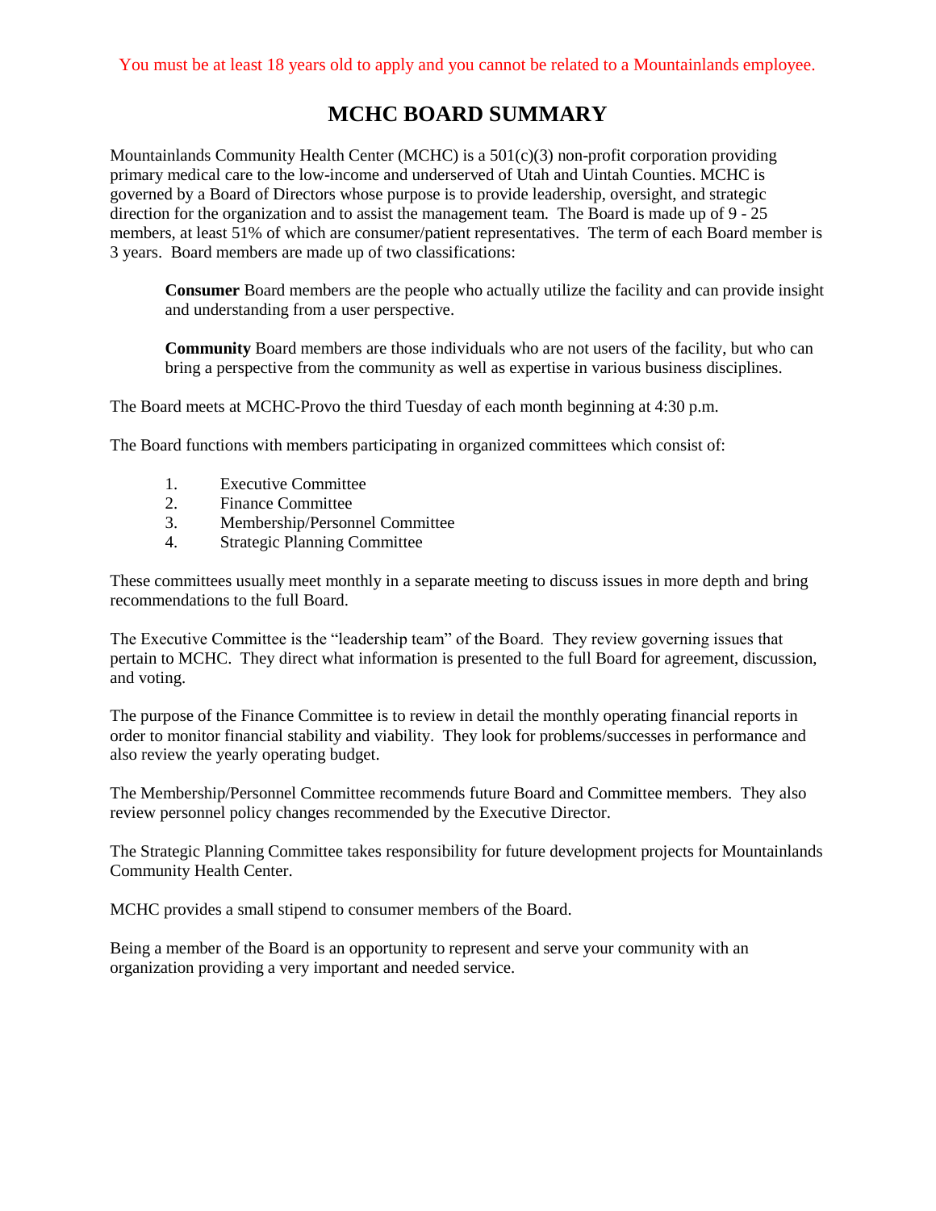You must be at least 18 years old to apply and you cannot be related to a Mountainlands employee.

# MCHC BOARD SUMMARY

Mountainlands Community Health Center (MCHC) is a 501(c)(3) non-profit corporation providing primary medical care to the low-income and underserved of Utah and Uintah Counties. MCHC is governed by a Board of Directors whose purpose is to provide leadership, oversight, and strategic direction for the organization and to assist the management team. The Board is made up of 9 - 25 members, at least 51% of which are consumer/patient representatives. The term of each Board member is 3 years. Board members are made up of two classifications:

> **Consumer** Board members are the people who actually utilize the facility and can provide insight and understanding from a user perspective.
>
> **Community** Board members are those individuals who are not users of the facility, but who can bring a perspective from the community as well as expertise in various business disciplines.

The Board meets at MCHC-Provo the third Tuesday of each month beginning at 4:30 p.m.

The Board functions with members participating in organized committees which consist of:

1. Executive Committee
2. Finance Committee
3. Membership/Personnel Committee
4. Strategic Planning Committee

These committees usually meet monthly in a separate meeting to discuss issues in more depth and bring recommendations to the full Board.

The Executive Committee is the "leadership team" of the Board. They review governing issues that pertain to MCHC. They direct what information is presented to the full Board for agreement, discussion, and voting.

The purpose of the Finance Committee is to review in detail the monthly operating financial reports in order to monitor financial stability and viability. They look for problems/successes in performance and also review the yearly operating budget.

The Membership/Personnel Committee recommends future Board and Committee members. They also review personnel policy changes recommended by the Executive Director.

The Strategic Planning Committee takes responsibility for future development projects for Mountainlands Community Health Center.

MCHC provides a small stipend to consumer members of the Board.

Being a member of the Board is an opportunity to represent and serve your community with an organization providing a very important and needed service.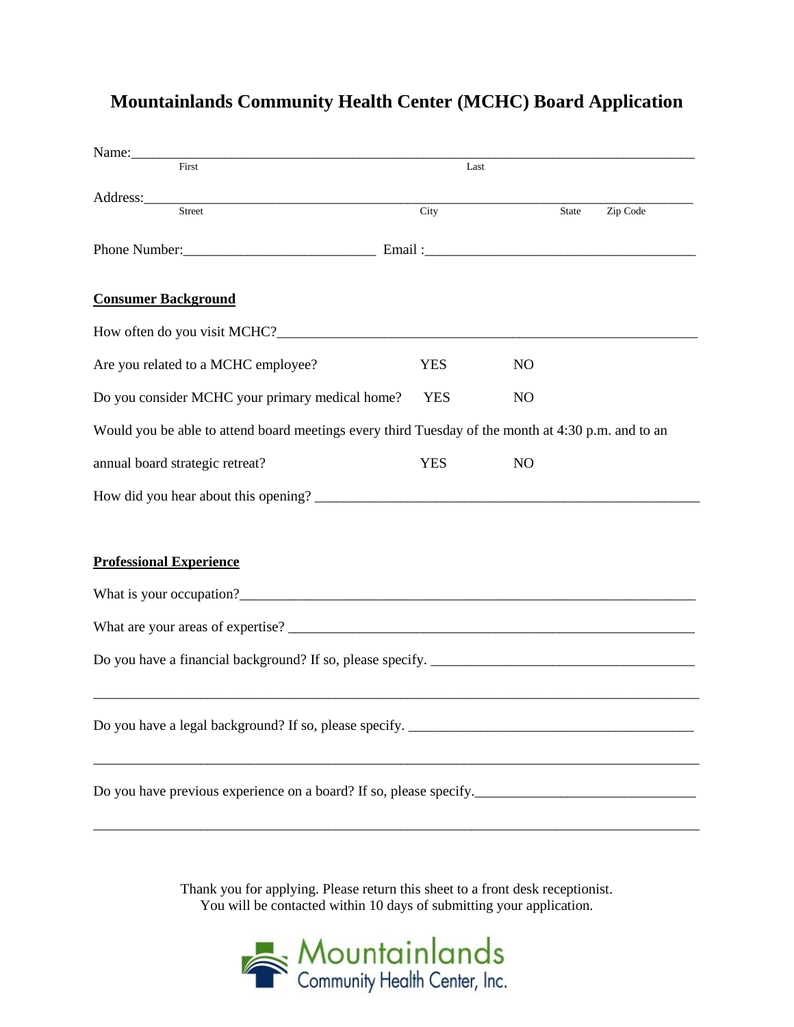# Mountainlands Community Health Center (MCHC) Board Application

Name:_______________________________________________________________________________
First Last

Address:_____________________________________________________________________________
Street City State Zip Code

Phone Number:___________________________ Email :______________________________________

## Consumer Background

How often do you visit MCHC?______________________________________________________________

Are you related to a MCHC employee? YES NO

Do you consider MCHC your primary medical home? YES NO

Would you be able to attend board meetings every third Tuesday of the month at 4:30 p.m. and to an annual board strategic retreat? YES NO

How did you hear about this opening? ________________________________________________________

## Professional Experience

What is your occupation?___________________________________________________________________

What are your areas of expertise? ____________________________________________________________

Do you have a financial background? If so, please specify. _____________________________________

_________________________________________________________________________________________

Do you have a legal background? If so, please specify. _________________________________________

_________________________________________________________________________________________

Do you have previous experience on a board? If so, please specify._______________________________

_________________________________________________________________________________________

Thank you for applying. Please return this sheet to a front desk receptionist.
You will be contacted within 10 days of submitting your application.

Mountainlands Community Health Center, Inc.